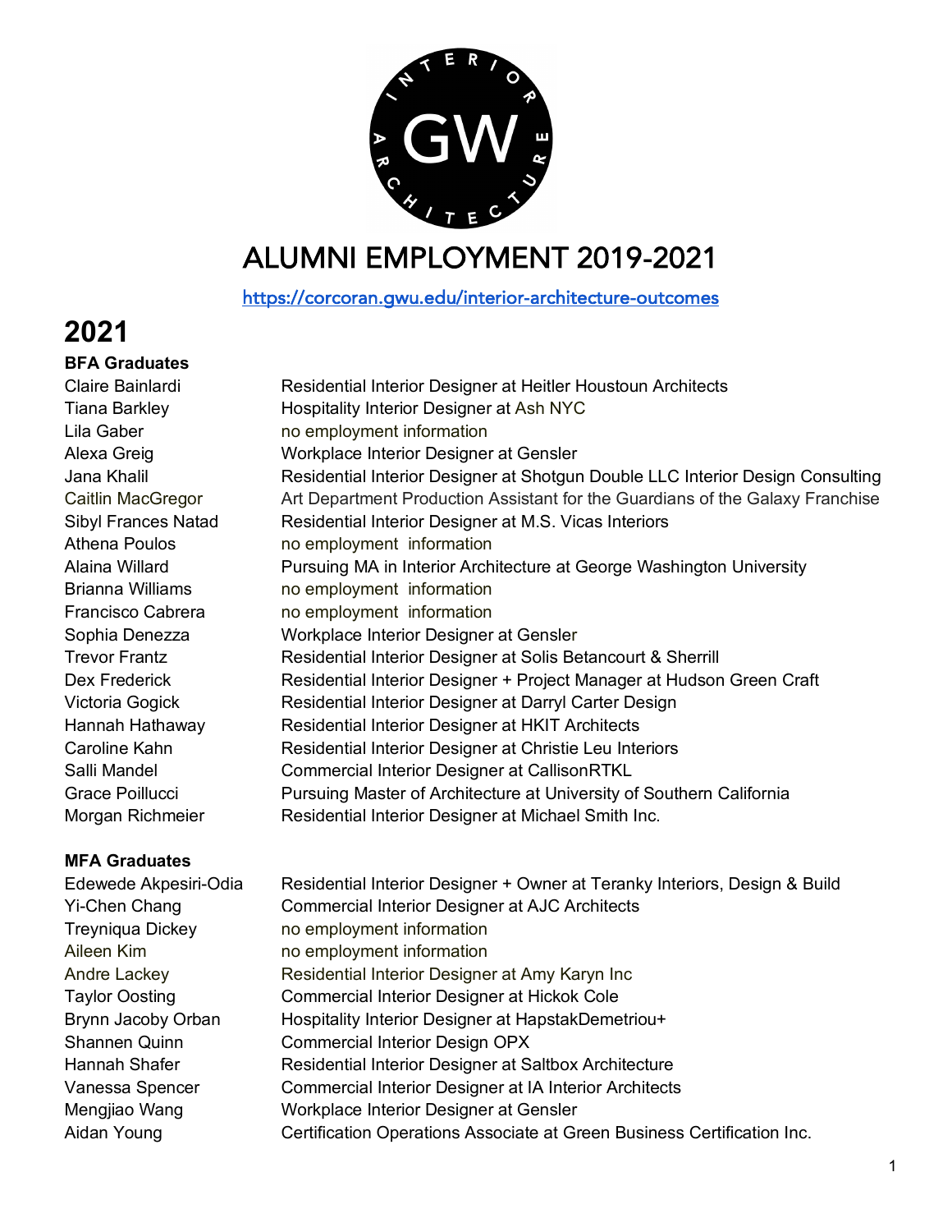# ALUMNI EMPLOYMENT 2019-2021

https://corcoran.gwu.edu/interior-architecture-outcomes

## 2021

### BFA Graduates

| | |
|---|---|
| Claire Bainlardi | Residential Interior Designer at Heitler Houstoun Architects |
| Tiana Barkley | Hospitality Interior Designer at Ash NYC |
| Lila Gaber | no employment information |
| Alexa Greig | Workplace Interior Designer at Gensler |
| Jana Khalil | Residential Interior Designer at Shotgun Double LLC Interior Design Consulting |
| Caitlin MacGregor | Art Department Production Assistant for the Guardians of the Galaxy Franchise |
| Sibyl Frances Natad | Residential Interior Designer at M.S. Vicas Interiors |
| Athena Poulos | no employment information |
| Alaina Willard | Pursuing MA in Interior Architecture at George Washington University |
| Brianna Williams | no employment information |
| Francisco Cabrera | no employment information |
| Sophia Denezza | Workplace Interior Designer at Gensler |
| Trevor Frantz | Residential Interior Designer at Solis Betancourt & Sherrill |
| Dex Frederick | Residential Interior Designer + Project Manager at Hudson Green Craft |
| Victoria Gogick | Residential Interior Designer at Darryl Carter Design |
| Hannah Hathaway | Residential Interior Designer at HKIT Architects |
| Caroline Kahn | Residential Interior Designer at Christie Leu Interiors |
| Salli Mandel | Commercial Interior Designer at CallisonRTKL |
| Grace Poillucci | Pursuing Master of Architecture at University of Southern California |
| Morgan Richmeier | Residential Interior Designer at Michael Smith Inc. |

### MFA Graduates

| | |
|---|---|
| Edewede Akpesiri-Odia | Residential Interior Designer + Owner at Teranky Interiors, Design & Build |
| Yi-Chen Chang | Commercial Interior Designer at AJC Architects |
| Treyniqua Dickey | no employment information |
| Aileen Kim | no employment information |
| Andre Lackey | Residential Interior Designer at Amy Karyn Inc |
| Taylor Oosting | Commercial Interior Designer at Hickok Cole |
| Brynn Jacoby Orban | Hospitality Interior Designer at HapstakDemetriou+ |
| Shannen Quinn | Commercial Interior Design OPX |
| Hannah Shafer | Residential Interior Designer at Saltbox Architecture |
| Vanessa Spencer | Commercial Interior Designer at IA Interior Architects |
| Mengjiao Wang | Workplace Interior Designer at Gensler |
| Aidan Young | Certification Operations Associate at Green Business Certification Inc. |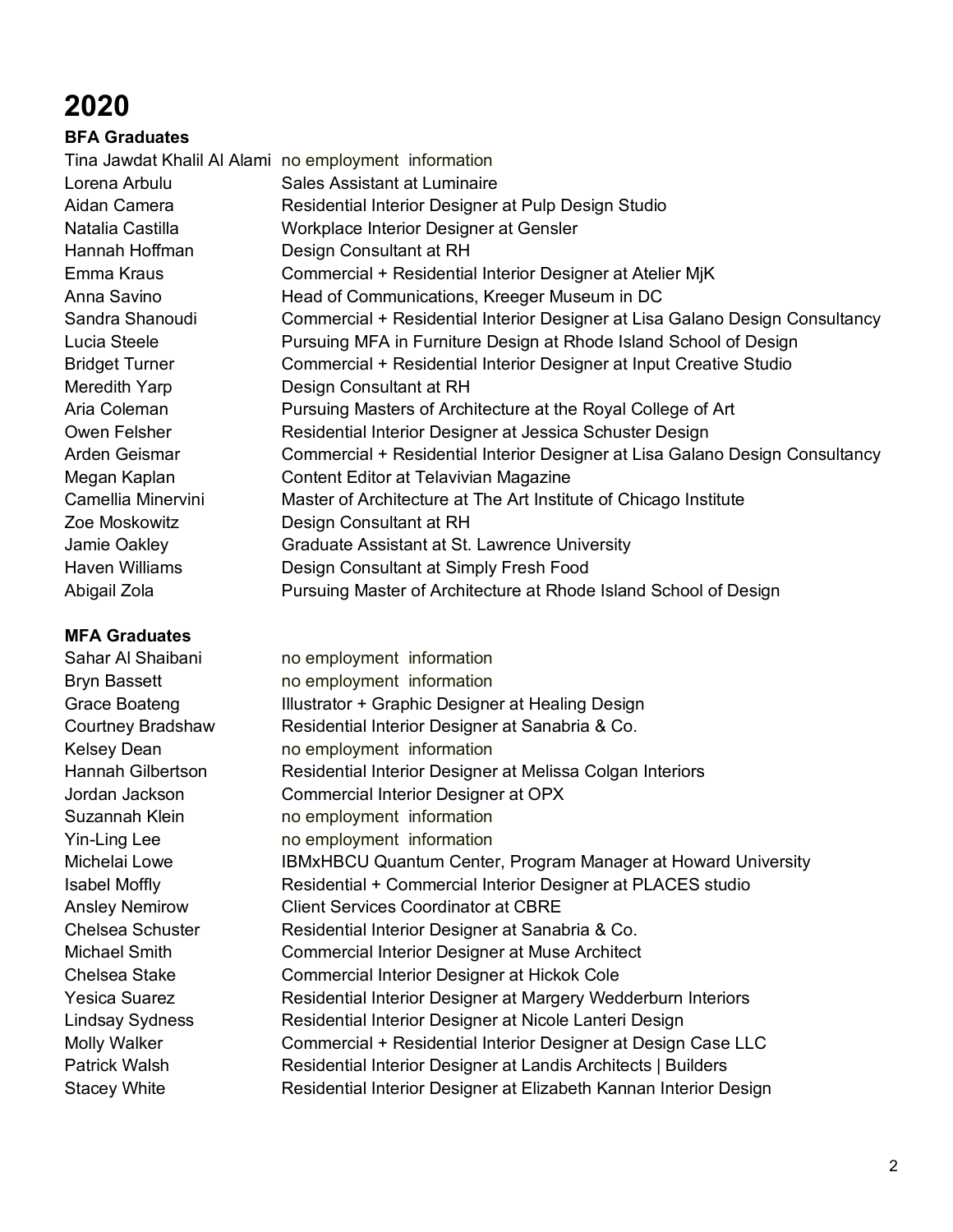# 2020

**BFA Graduates**

| | |
|---|---|
| Tina Jawdat Khalil Al Alami | no employment information |
| Lorena Arbulu | Sales Assistant at Luminaire |
| Aidan Camera | Residential Interior Designer at Pulp Design Studio |
| Natalia Castilla | Workplace Interior Designer at Gensler |
| Hannah Hoffman | Design Consultant at RH |
| Emma Kraus | Commercial + Residential Interior Designer at Atelier MjK |
| Anna Savino | Head of Communications, Kreeger Museum in DC |
| Sandra Shanoudi | Commercial + Residential Interior Designer at Lisa Galano Design Consultancy |
| Lucia Steele | Pursuing MFA in Furniture Design at Rhode Island School of Design |
| Bridget Turner | Commercial + Residential Interior Designer at Input Creative Studio |
| Meredith Yarp | Design Consultant at RH |
| Aria Coleman | Pursuing Masters of Architecture at the Royal College of Art |
| Owen Felsher | Residential Interior Designer at Jessica Schuster Design |
| Arden Geismar | Commercial + Residential Interior Designer at Lisa Galano Design Consultancy |
| Megan Kaplan | Content Editor at Telavivian Magazine |
| Camellia Minervini | Master of Architecture at The Art Institute of Chicago Institute |
| Zoe Moskowitz | Design Consultant at RH |
| Jamie Oakley | Graduate Assistant at St. Lawrence University |
| Haven Williams | Design Consultant at Simply Fresh Food |
| Abigail Zola | Pursuing Master of Architecture at Rhode Island School of Design |

**MFA Graduates**

| | |
|---|---|
| Sahar Al Shaibani | no employment information |
| Bryn Bassett | no employment information |
| Grace Boateng | Illustrator + Graphic Designer at Healing Design |
| Courtney Bradshaw | Residential Interior Designer at Sanabria & Co. |
| Kelsey Dean | no employment information |
| Hannah Gilbertson | Residential Interior Designer at Melissa Colgan Interiors |
| Jordan Jackson | Commercial Interior Designer at OPX |
| Suzannah Klein | no employment information |
| Yin-Ling Lee | no employment information |
| Michelai Lowe | IBMxHBCU Quantum Center, Program Manager at Howard University |
| Isabel Moffly | Residential + Commercial Interior Designer at PLACES studio |
| Ansley Nemirow | Client Services Coordinator at CBRE |
| Chelsea Schuster | Residential Interior Designer at Sanabria & Co. |
| Michael Smith | Commercial Interior Designer at Muse Architect |
| Chelsea Stake | Commercial Interior Designer at Hickok Cole |
| Yesica Suarez | Residential Interior Designer at Margery Wedderburn Interiors |
| Lindsay Sydness | Residential Interior Designer at Nicole Lanteri Design |
| Molly Walker | Commercial + Residential Interior Designer at Design Case LLC |
| Patrick Walsh | Residential Interior Designer at Landis Architects \| Builders |
| Stacey White | Residential Interior Designer at Elizabeth Kannan Interior Design |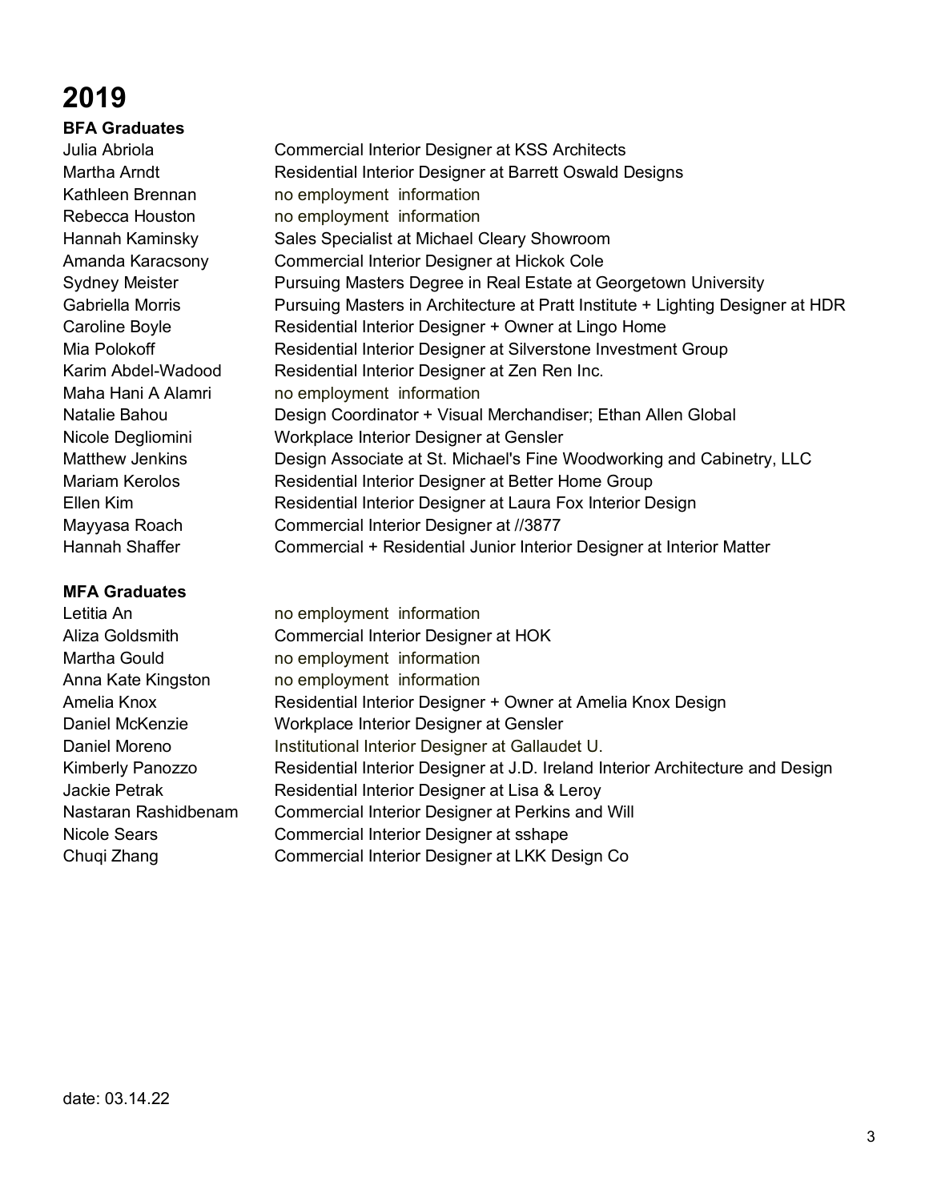# 2019

**BFA Graduates**

| | |
|---|---|
| Julia Abriola | Commercial Interior Designer at KSS Architects |
| Martha Arndt | Residential Interior Designer at Barrett Oswald Designs |
| Kathleen Brennan | no employment information |
| Rebecca Houston | no employment information |
| Hannah Kaminsky | Sales Specialist at Michael Cleary Showroom |
| Amanda Karacsony | Commercial Interior Designer at Hickok Cole |
| Sydney Meister | Pursuing Masters Degree in Real Estate at Georgetown University |
| Gabriella Morris | Pursuing Masters in Architecture at Pratt Institute + Lighting Designer at HDR |
| Caroline Boyle | Residential Interior Designer + Owner at Lingo Home |
| Mia Polokoff | Residential Interior Designer at Silverstone Investment Group |
| Karim Abdel-Wadood | Residential Interior Designer at Zen Ren Inc. |
| Maha Hani A Alamri | no employment information |
| Natalie Bahou | Design Coordinator + Visual Merchandiser; Ethan Allen Global |
| Nicole Degliomini | Workplace Interior Designer at Gensler |
| Matthew Jenkins | Design Associate at St. Michael's Fine Woodworking and Cabinetry, LLC |
| Mariam Kerolos | Residential Interior Designer at Better Home Group |
| Ellen Kim | Residential Interior Designer at Laura Fox Interior Design |
| Mayyasa Roach | Commercial Interior Designer at //3877 |
| Hannah Shaffer | Commercial + Residential Junior Interior Designer at Interior Matter |

**MFA Graduates**

| | |
|---|---|
| Letitia An | no employment information |
| Aliza Goldsmith | Commercial Interior Designer at HOK |
| Martha Gould | no employment information |
| Anna Kate Kingston | no employment information |
| Amelia Knox | Residential Interior Designer + Owner at Amelia Knox Design |
| Daniel McKenzie | Workplace Interior Designer at Gensler |
| Daniel Moreno | Institutional Interior Designer at Gallaudet U. |
| Kimberly Panozzo | Residential Interior Designer at J.D. Ireland Interior Architecture and Design |
| Jackie Petrak | Residential Interior Designer at Lisa & Leroy |
| Nastaran Rashidbenam | Commercial Interior Designer at Perkins and Will |
| Nicole Sears | Commercial Interior Designer at sshape |
| Chuqi Zhang | Commercial Interior Designer at LKK Design Co |

date: 03.14.22